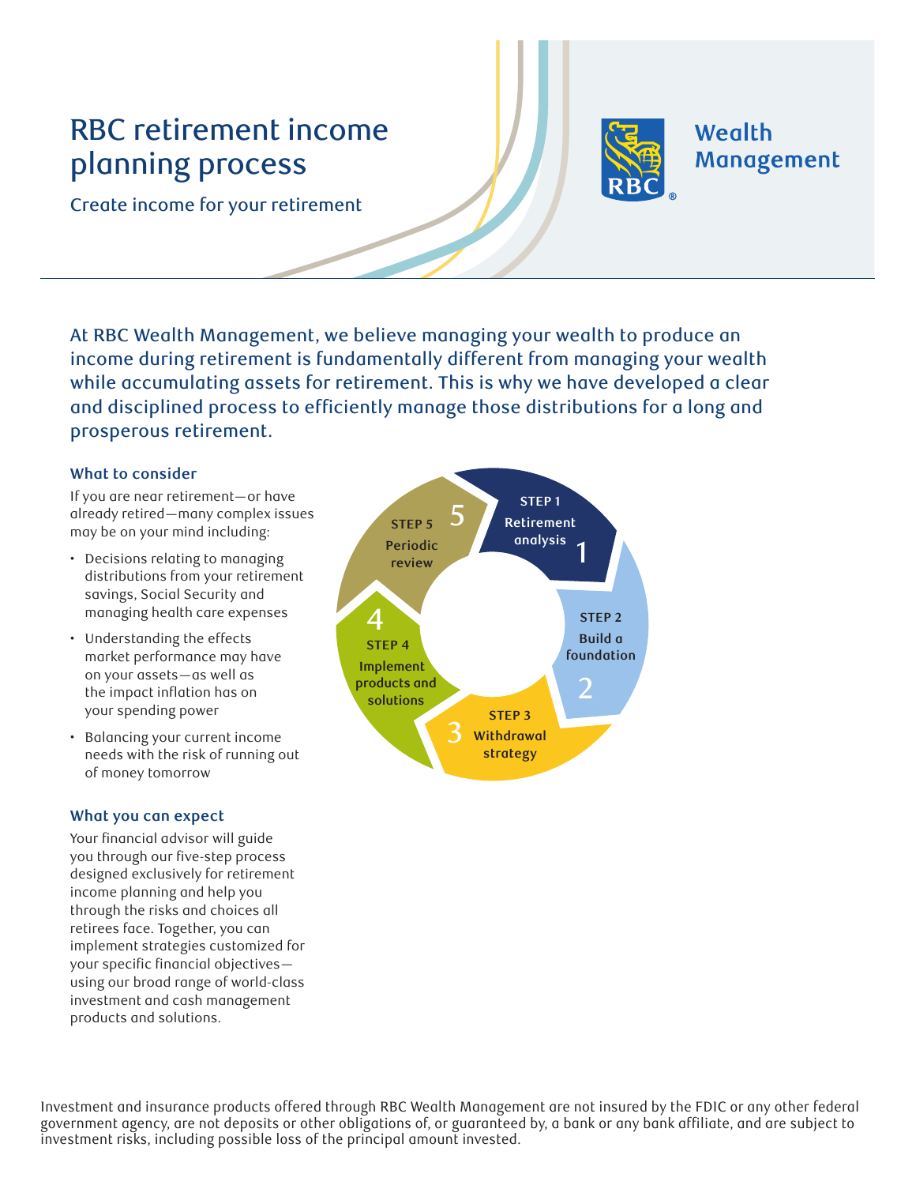# RBC retirement income planning process

Create income for your retirement

Wealth Management

At RBC Wealth Management, we believe managing your wealth to produce an income during retirement is fundamentally different from managing your wealth while accumulating assets for retirement. This is why we have developed a clear and disciplined process to efficiently manage those distributions for a long and prosperous retirement.

### What to consider

If you are near retirement—or have already retired—many complex issues may be on your mind including:

- Decisions relating to managing distributions from your retirement savings, Social Security and managing health care expenses
- Understanding the effects market performance may have on your assets—as well as the impact inflation has on your spending power
- Balancing your current income needs with the risk of running out of money tomorrow

### What you can expect

Your financial advisor will guide you through our five-step process designed exclusively for retirement income planning and help you through the risks and choices all retirees face. Together, you can implement strategies customized for your specific financial objectives—using our broad range of world-class investment and cash management products and solutions.

1. **STEP 1** Retirement analysis
2. **STEP 2** Build a foundation
3. **STEP 3** Withdrawal strategy
4. **STEP 4** Implement products and solutions
5. **STEP 5** Periodic review

Investment and insurance products offered through RBC Wealth Management are not insured by the FDIC or any other federal government agency, are not deposits or other obligations of, or guaranteed by, a bank or any bank affiliate, and are subject to investment risks, including possible loss of the principal amount invested.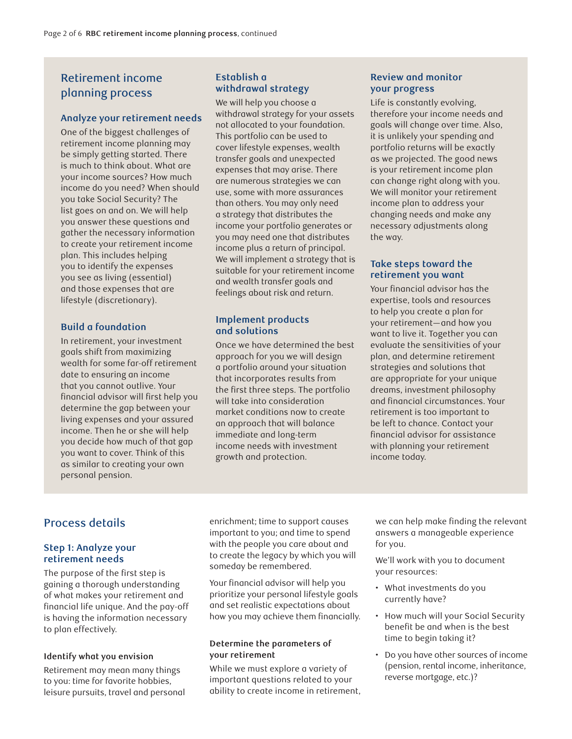## Retirement income planning process

### Analyze your retirement needs

One of the biggest challenges of retirement income planning may be simply getting started. There is much to think about. What are your income sources? How much income do you need? When should you take Social Security? The list goes on and on. We will help you answer these questions and gather the necessary information to create your retirement income plan. This includes helping you to identify the expenses you see as living (essential) and those expenses that are lifestyle (discretionary).

### Build a foundation

In retirement, your investment goals shift from maximizing wealth for some far-off retirement date to ensuring an income that you cannot outlive. Your financial advisor will first help you determine the gap between your living expenses and your assured income. Then he or she will help you decide how much of that gap you want to cover. Think of this as similar to creating your own personal pension.

### Establish a withdrawal strategy

We will help you choose a withdrawal strategy for your assets not allocated to your foundation. This portfolio can be used to cover lifestyle expenses, wealth transfer goals and unexpected expenses that may arise. There are numerous strategies we can use, some with more assurances than others. You may only need a strategy that distributes the income your portfolio generates or you may need one that distributes income plus a return of principal. We will implement a strategy that is suitable for your retirement income and wealth transfer goals and feelings about risk and return.

### Implement products and solutions

Once we have determined the best approach for you we will design a portfolio around your situation that incorporates results from the first three steps. The portfolio will take into consideration market conditions now to create an approach that will balance immediate and long-term income needs with investment growth and protection.

### Review and monitor your progress

Life is constantly evolving, therefore your income needs and goals will change over time. Also, it is unlikely your spending and portfolio returns will be exactly as we projected. The good news is your retirement income plan can change right along with you. We will monitor your retirement income plan to address your changing needs and make any necessary adjustments along the way.

### Take steps toward the retirement you want

Your financial advisor has the expertise, tools and resources to help you create a plan for your retirement—and how you want to live it. Together you can evaluate the sensitivities of your plan, and determine retirement strategies and solutions that are appropriate for your unique dreams, investment philosophy and financial circumstances. Your retirement is too important to be left to chance. Contact your financial advisor for assistance with planning your retirement income today.

## Process details

### Step 1: Analyze your retirement needs

The purpose of the first step is gaining a thorough understanding of what makes your retirement and financial life unique. And the pay-off is having the information necessary to plan effectively.

#### Identify what you envision

Retirement may mean many things to you: time for favorite hobbies, leisure pursuits, travel and personal enrichment; time to support causes important to you; and time to spend with the people you care about and to create the legacy by which you will someday be remembered.

Your financial advisor will help you prioritize your personal lifestyle goals and set realistic expectations about how you may achieve them financially.

#### Determine the parameters of your retirement

While we must explore a variety of important questions related to your ability to create income in retirement, we can help make finding the relevant answers a manageable experience for you.

We'll work with you to document your resources:

- What investments do you currently have?
- How much will your Social Security benefit be and when is the best time to begin taking it?
- Do you have other sources of income (pension, rental income, inheritance, reverse mortgage, etc.)?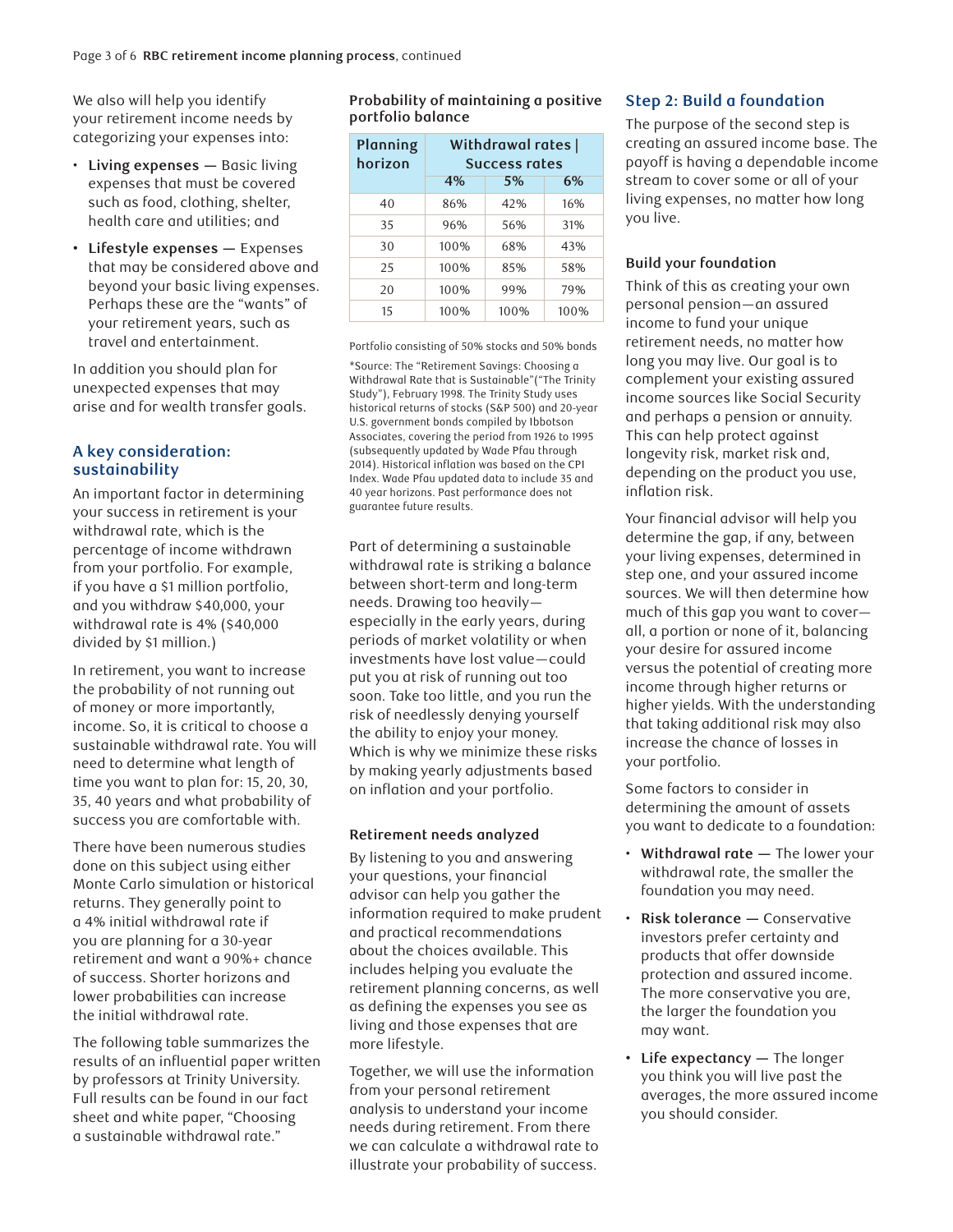We also will help you identify your retirement income needs by categorizing your expenses into:

- **Living expenses** — Basic living expenses that must be covered such as food, clothing, shelter, health care and utilities; and
- **Lifestyle expenses** — Expenses that may be considered above and beyond your basic living expenses. Perhaps these are the "wants" of your retirement years, such as travel and entertainment.

In addition you should plan for unexpected expenses that may arise and for wealth transfer goals.

## A key consideration: sustainability

An important factor in determining your success in retirement is your withdrawal rate, which is the percentage of income withdrawn from your portfolio. For example, if you have a $1 million portfolio, and you withdraw $40,000, your withdrawal rate is 4% ($40,000 divided by $1 million.)

In retirement, you want to increase the probability of not running out of money or more importantly, income. So, it is critical to choose a sustainable withdrawal rate. You will need to determine what length of time you want to plan for: 15, 20, 30, 35, 40 years and what probability of success you are comfortable with.

There have been numerous studies done on this subject using either Monte Carlo simulation or historical returns. They generally point to a 4% initial withdrawal rate if you are planning for a 30-year retirement and want a 90%+ chance of success. Shorter horizons and lower probabilities can increase the initial withdrawal rate.

The following table summarizes the results of an influential paper written by professors at Trinity University. Full results can be found in our fact sheet and white paper, "Choosing a sustainable withdrawal rate."

**Probability of maintaining a positive portfolio balance**

| Planning horizon | Withdrawal rates \| Success rates | | |
|---|---|---|---|
| | 4% | 5% | 6% |
| 40 | 86% | 42% | 16% |
| 35 | 96% | 56% | 31% |
| 30 | 100% | 68% | 43% |
| 25 | 100% | 85% | 58% |
| 20 | 100% | 99% | 79% |
| 15 | 100% | 100% | 100% |

Portfolio consisting of 50% stocks and 50% bonds

*Source: The "Retirement Savings: Choosing a Withdrawal Rate that is Sustainable"("The Trinity Study"), February 1998. The Trinity Study uses historical returns of stocks (S&P 500) and 20-year U.S. government bonds compiled by Ibbotson Associates, covering the period from 1926 to 1995 (subsequently updated by Wade Pfau through 2014). Historical inflation was based on the CPI Index. Wade Pfau updated data to include 35 and 40 year horizons. Past performance does not guarantee future results.

Part of determining a sustainable withdrawal rate is striking a balance between short-term and long-term needs. Drawing too heavily—especially in the early years, during periods of market volatility or when investments have lost value—could put you at risk of running out too soon. Take too little, and you run the risk of needlessly denying yourself the ability to enjoy your money. Which is why we minimize these risks by making yearly adjustments based on inflation and your portfolio.

### Retirement needs analyzed

By listening to you and answering your questions, your financial advisor can help you gather the information required to make prudent and practical recommendations about the choices available. This includes helping you evaluate the retirement planning concerns, as well as defining the expenses you see as living and those expenses that are more lifestyle.

Together, we will use the information from your personal retirement analysis to understand your income needs during retirement. From there we can calculate a withdrawal rate to illustrate your probability of success.

## Step 2: Build a foundation

The purpose of the second step is creating an assured income base. The payoff is having a dependable income stream to cover some or all of your living expenses, no matter how long you live.

### Build your foundation

Think of this as creating your own personal pension—an assured income to fund your unique retirement needs, no matter how long you may live. Our goal is to complement your existing assured income sources like Social Security and perhaps a pension or annuity. This can help protect against longevity risk, market risk and, depending on the product you use, inflation risk.

Your financial advisor will help you determine the gap, if any, between your living expenses, determined in step one, and your assured income sources. We will then determine how much of this gap you want to cover—all, a portion or none of it, balancing your desire for assured income versus the potential of creating more income through higher returns or higher yields. With the understanding that taking additional risk may also increase the chance of losses in your portfolio.

Some factors to consider in determining the amount of assets you want to dedicate to a foundation:

- **Withdrawal rate** — The lower your withdrawal rate, the smaller the foundation you may need.
- **Risk tolerance** — Conservative investors prefer certainty and products that offer downside protection and assured income. The more conservative you are, the larger the foundation you may want.
- **Life expectancy** — The longer you think you will live past the averages, the more assured income you should consider.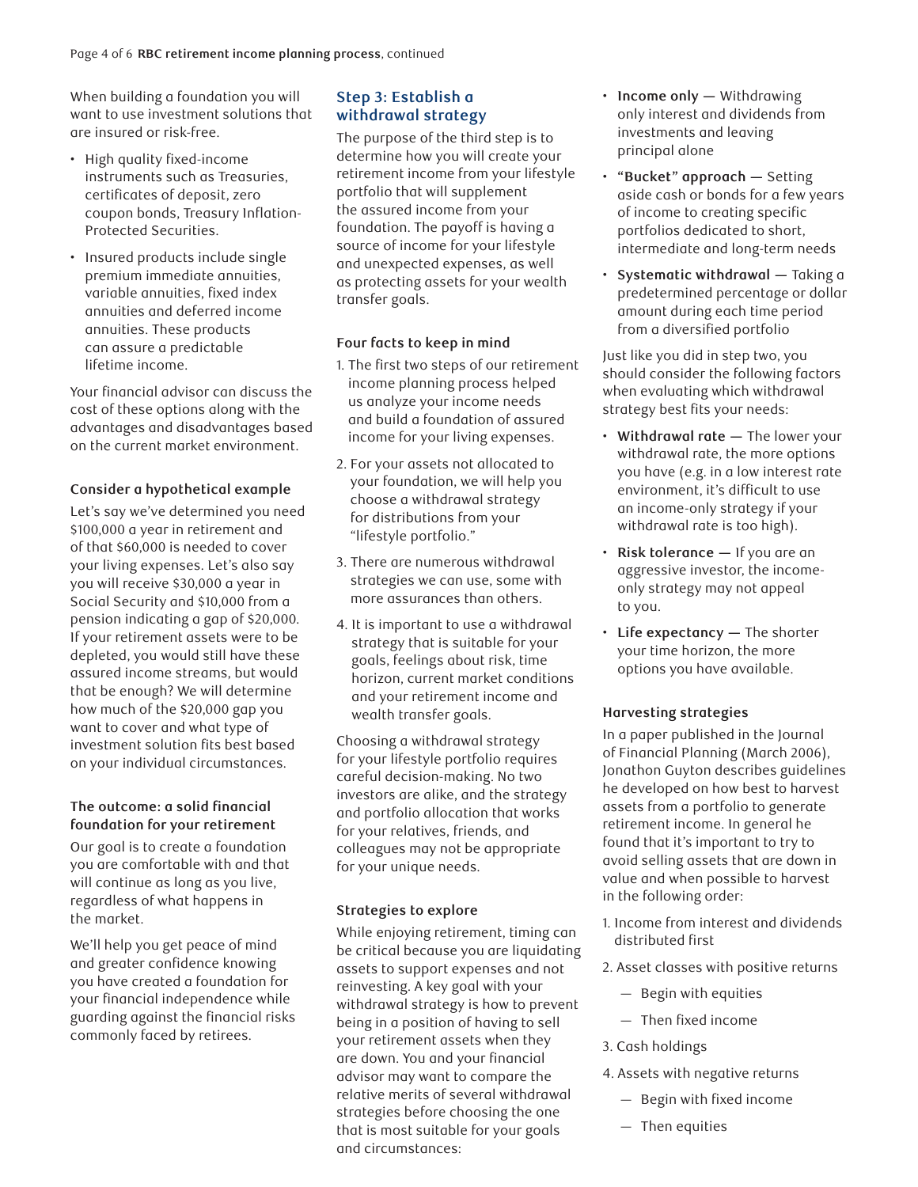When building a foundation you will want to use investment solutions that are insured or risk-free.

- High quality fixed-income instruments such as Treasuries, certificates of deposit, zero coupon bonds, Treasury Inflation-Protected Securities.
- Insured products include single premium immediate annuities, variable annuities, fixed index annuities and deferred income annuities. These products can assure a predictable lifetime income.

Your financial advisor can discuss the cost of these options along with the advantages and disadvantages based on the current market environment.

#### Consider a hypothetical example

Let's say we've determined you need $100,000 a year in retirement and of that $60,000 is needed to cover your living expenses. Let's also say you will receive $30,000 a year in Social Security and $10,000 from a pension indicating a gap of $20,000. If your retirement assets were to be depleted, you would still have these assured income streams, but would that be enough? We will determine how much of the $20,000 gap you want to cover and what type of investment solution fits best based on your individual circumstances.

#### The outcome: a solid financial foundation for your retirement

Our goal is to create a foundation you are comfortable with and that will continue as long as you live, regardless of what happens in the market.

We'll help you get peace of mind and greater confidence knowing you have created a foundation for your financial independence while guarding against the financial risks commonly faced by retirees.

## Step 3: Establish a withdrawal strategy

The purpose of the third step is to determine how you will create your retirement income from your lifestyle portfolio that will supplement the assured income from your foundation. The payoff is having a source of income for your lifestyle and unexpected expenses, as well as protecting assets for your wealth transfer goals.

#### Four facts to keep in mind

1. The first two steps of our retirement income planning process helped us analyze your income needs and build a foundation of assured income for your living expenses.
2. For your assets not allocated to your foundation, we will help you choose a withdrawal strategy for distributions from your "lifestyle portfolio."
3. There are numerous withdrawal strategies we can use, some with more assurances than others.
4. It is important to use a withdrawal strategy that is suitable for your goals, feelings about risk, time horizon, current market conditions and your retirement income and wealth transfer goals.

Choosing a withdrawal strategy for your lifestyle portfolio requires careful decision-making. No two investors are alike, and the strategy and portfolio allocation that works for your relatives, friends, and colleagues may not be appropriate for your unique needs.

#### Strategies to explore

While enjoying retirement, timing can be critical because you are liquidating assets to support expenses and not reinvesting. A key goal with your withdrawal strategy is how to prevent being in a position of having to sell your retirement assets when they are down. You and your financial advisor may want to compare the relative merits of several withdrawal strategies before choosing the one that is most suitable for your goals and circumstances:

- **Income only** — Withdrawing only interest and dividends from investments and leaving principal alone
- **"Bucket" approach** — Setting aside cash or bonds for a few years of income to creating specific portfolios dedicated to short, intermediate and long-term needs
- **Systematic withdrawal** — Taking a predetermined percentage or dollar amount during each time period from a diversified portfolio

Just like you did in step two, you should consider the following factors when evaluating which withdrawal strategy best fits your needs:

- **Withdrawal rate** — The lower your withdrawal rate, the more options you have (e.g. in a low interest rate environment, it's difficult to use an income-only strategy if your withdrawal rate is too high).
- **Risk tolerance** — If you are an aggressive investor, the income-only strategy may not appeal to you.
- **Life expectancy** — The shorter your time horizon, the more options you have available.

#### Harvesting strategies

In a paper published in the Journal of Financial Planning (March 2006), Jonathon Guyton describes guidelines he developed on how best to harvest assets from a portfolio to generate retirement income. In general he found that it's important to try to avoid selling assets that are down in value and when possible to harvest in the following order:

1. Income from interest and dividends distributed first
2. Asset classes with positive returns
   - Begin with equities
   - Then fixed income
3. Cash holdings
4. Assets with negative returns
   - Begin with fixed income
   - Then equities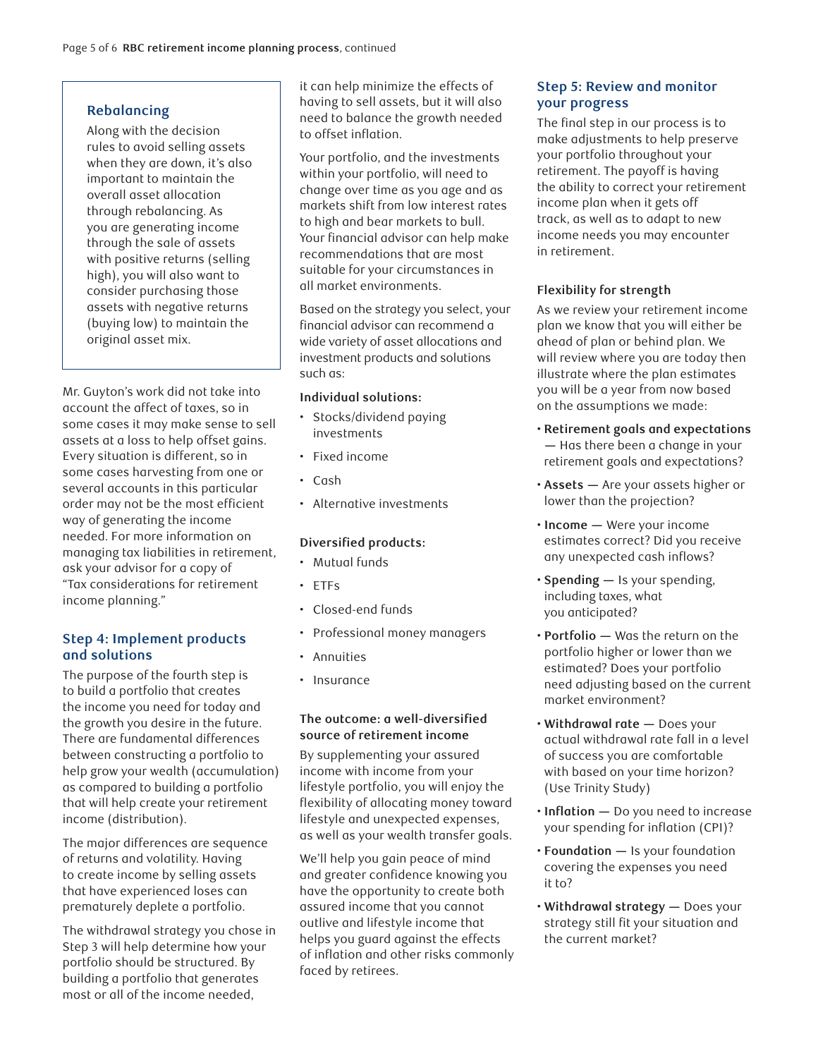### Rebalancing

Along with the decision rules to avoid selling assets when they are down, it's also important to maintain the overall asset allocation through rebalancing. As you are generating income through the sale of assets with positive returns (selling high), you will also want to consider purchasing those assets with negative returns (buying low) to maintain the original asset mix.

Mr. Guyton's work did not take into account the affect of taxes, so in some cases it may make sense to sell assets at a loss to help offset gains. Every situation is different, so in some cases harvesting from one or several accounts in this particular order may not be the most efficient way of generating the income needed. For more information on managing tax liabilities in retirement, ask your advisor for a copy of "Tax considerations for retirement income planning."

## Step 4: Implement products and solutions

The purpose of the fourth step is to build a portfolio that creates the income you need for today and the growth you desire in the future. There are fundamental differences between constructing a portfolio to help grow your wealth (accumulation) as compared to building a portfolio that will help create your retirement income (distribution).

The major differences are sequence of returns and volatility. Having to create income by selling assets that have experienced losses can prematurely deplete a portfolio.

The withdrawal strategy you chose in Step 3 will help determine how your portfolio should be structured. By building a portfolio that generates most or all of the income needed, it can help minimize the effects of having to sell assets, but it will also need to balance the growth needed to offset inflation.

Your portfolio, and the investments within your portfolio, will need to change over time as you age and as markets shift from low interest rates to high and bear markets to bull. Your financial advisor can help make recommendations that are most suitable for your circumstances in all market environments.

Based on the strategy you select, your financial advisor can recommend a wide variety of asset allocations and investment products and solutions such as:

**Individual solutions:**

- Stocks/dividend paying investments
- Fixed income
- Cash
- Alternative investments

**Diversified products:**

- Mutual funds
- ETFs
- Closed-end funds
- Professional money managers
- Annuities
- Insurance

**The outcome: a well-diversified source of retirement income**

By supplementing your assured income with income from your lifestyle portfolio, you will enjoy the flexibility of allocating money toward lifestyle and unexpected expenses, as well as your wealth transfer goals.

We'll help you gain peace of mind and greater confidence knowing you have the opportunity to create both assured income that you cannot outlive and lifestyle income that helps you guard against the effects of inflation and other risks commonly faced by retirees.

## Step 5: Review and monitor your progress

The final step in our process is to make adjustments to help preserve your portfolio throughout your retirement. The payoff is having the ability to correct your retirement income plan when it gets off track, as well as to adapt to new income needs you may encounter in retirement.

**Flexibility for strength**

As we review your retirement income plan we know that you will either be ahead of plan or behind plan. We will review where you are today then illustrate where the plan estimates you will be a year from now based on the assumptions we made:

- **Retirement goals and expectations** — Has there been a change in your retirement goals and expectations?
- **Assets** — Are your assets higher or lower than the projection?
- **Income** — Were your income estimates correct? Did you receive any unexpected cash inflows?
- **Spending** — Is your spending, including taxes, what you anticipated?
- **Portfolio** — Was the return on the portfolio higher or lower than we estimated? Does your portfolio need adjusting based on the current market environment?
- **Withdrawal rate** — Does your actual withdrawal rate fall in a level of success you are comfortable with based on your time horizon? (Use Trinity Study)
- **Inflation** — Do you need to increase your spending for inflation (CPI)?
- **Foundation** — Is your foundation covering the expenses you need it to?
- **Withdrawal strategy** — Does your strategy still fit your situation and the current market?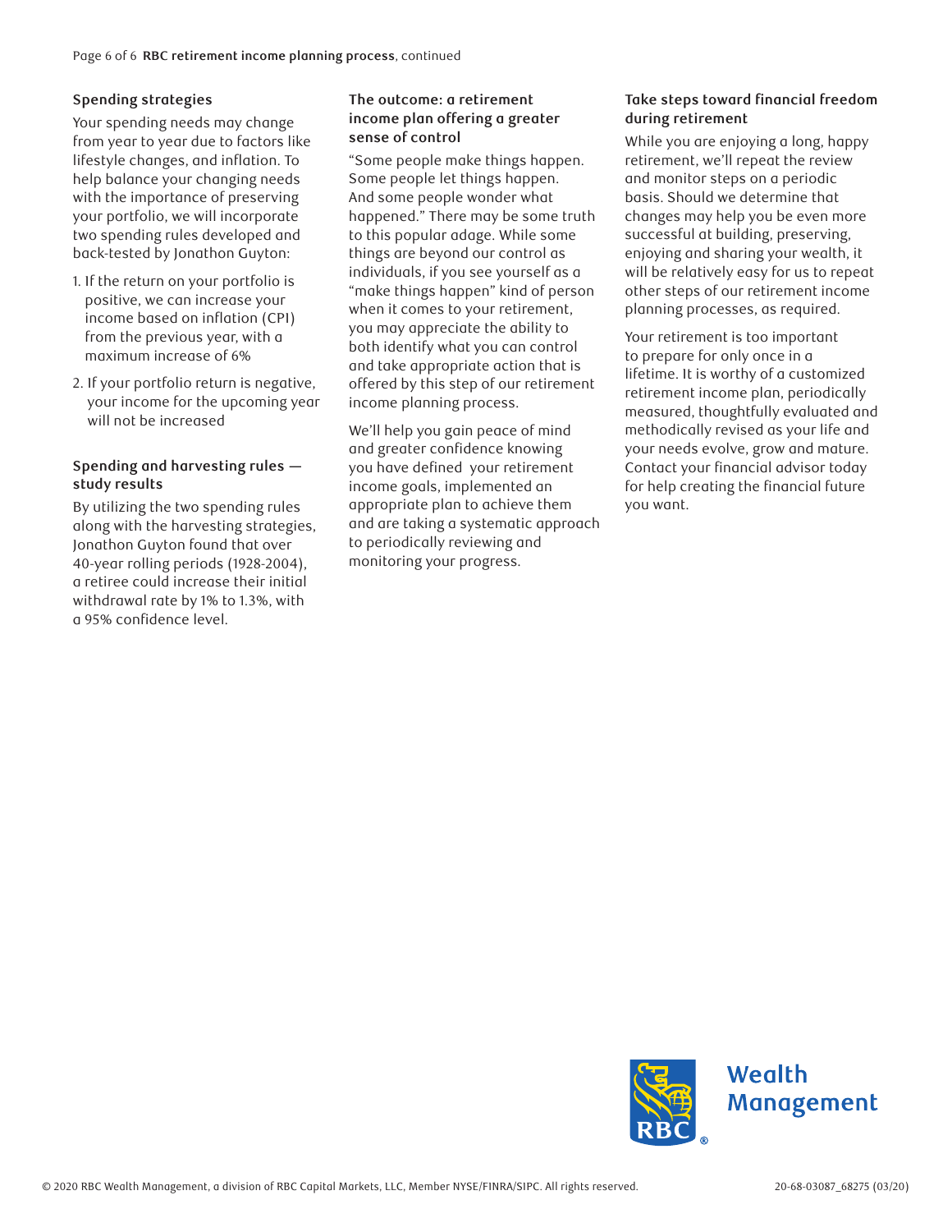### Spending strategies

Your spending needs may change from year to year due to factors like lifestyle changes, and inflation. To help balance your changing needs with the importance of preserving your portfolio, we will incorporate two spending rules developed and back-tested by Jonathon Guyton:

1. If the return on your portfolio is positive, we can increase your income based on inflation (CPI) from the previous year, with a maximum increase of 6%
2. If your portfolio return is negative, your income for the upcoming year will not be increased

### Spending and harvesting rules — study results

By utilizing the two spending rules along with the harvesting strategies, Jonathon Guyton found that over 40-year rolling periods (1928-2004), a retiree could increase their initial withdrawal rate by 1% to 1.3%, with a 95% confidence level.

### The outcome: a retirement income plan offering a greater sense of control

"Some people make things happen. Some people let things happen. And some people wonder what happened." There may be some truth to this popular adage. While some things are beyond our control as individuals, if you see yourself as a "make things happen" kind of person when it comes to your retirement, you may appreciate the ability to both identify what you can control and take appropriate action that is offered by this step of our retirement income planning process.

We'll help you gain peace of mind and greater confidence knowing you have defined your retirement income goals, implemented an appropriate plan to achieve them and are taking a systematic approach to periodically reviewing and monitoring your progress.

### Take steps toward financial freedom during retirement

While you are enjoying a long, happy retirement, we'll repeat the review and monitor steps on a periodic basis. Should we determine that changes may help you be even more successful at building, preserving, enjoying and sharing your wealth, it will be relatively easy for us to repeat other steps of our retirement income planning processes, as required.

Your retirement is too important to prepare for only once in a lifetime. It is worthy of a customized retirement income plan, periodically measured, thoughtfully evaluated and methodically revised as your life and your needs evolve, grow and mature. Contact your financial advisor today for help creating the financial future you want.

RBC® Wealth Management

© 2020 RBC Wealth Management, a division of RBC Capital Markets, LLC, Member NYSE/FINRA/SIPC. All rights reserved.

20-68-03087_68275 (03/20)